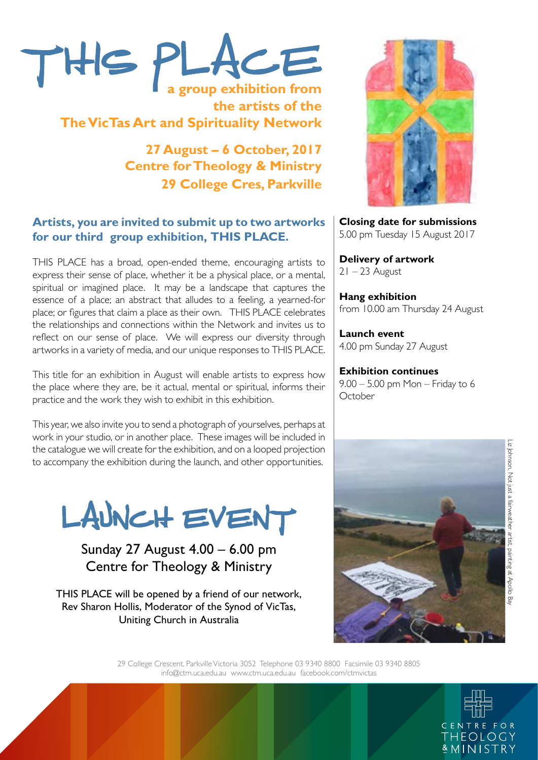# THIS PLACE

**a group exhibition from the artists of the The VicTas Art and Spirituality Network**

**27 August – 6 October, 2017**
**Centre for Theology & Ministry**
**29 College Cres, Parkville**

## Artists, you are invited to submit up to two artworks for our third group exhibition, THIS PLACE.

THIS PLACE has a broad, open-ended theme, encouraging artists to express their sense of place, whether it be a physical place, or a mental, spiritual or imagined place. It may be a landscape that captures the essence of a place; an abstract that alludes to a feeling, a yearned-for place; or figures that claim a place as their own. THIS PLACE celebrates the relationships and connections within the Network and invites us to reflect on our sense of place. We will express our diversity through artworks in a variety of media, and our unique responses to THIS PLACE.

This title for an exhibition in August will enable artists to express how the place where they are, be it actual, mental or spiritual, informs their practice and the work they wish to exhibit in this exhibition.

This year, we also invite you to send a photograph of yourselves, perhaps at work in your studio, or in another place. These images will be included in the catalogue we will create for the exhibition, and on a looped projection to accompany the exhibition during the launch, and other opportunities.

**Closing date for submissions**
5.00 pm Tuesday 15 August 2017

**Delivery of artwork**
21 – 23 August

**Hang exhibition**
from 10.00 am Thursday 24 August

**Launch event**
4.00 pm Sunday 27 August

**Exhibition continues**
9.00 – 5.00 pm Mon – Friday to 6 October

## LAUNCH EVENT

Sunday 27 August 4.00 – 6.00 pm
Centre for Theology & Ministry

THIS PLACE will be opened by a friend of our network, Rev Sharon Hollis, Moderator of the Synod of VicTas, Uniting Church in Australia

Liz Johnson, Not just a fairweather artist, painting at Apollo Bay

29 College Crescent, Parkville Victoria 3052 Telephone 03 9340 8800 Facsimile 03 9340 8805
info@ctm.uca.edu.au www.ctm.uca.edu.au facebook.com/ctmvictas

CENTRE FOR THEOLOGY & MINISTRY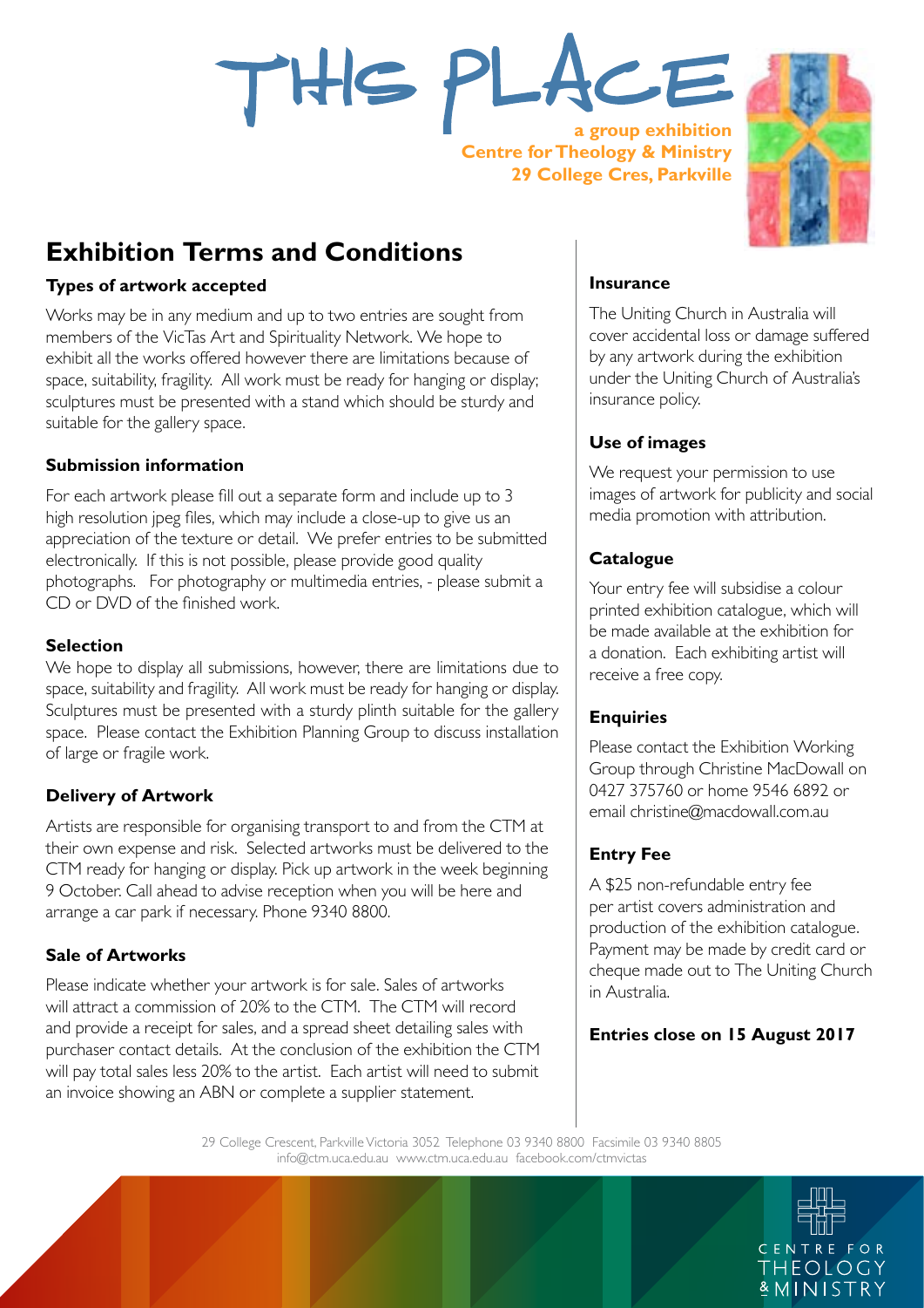# THIS PLACE

**a group exhibition**
**Centre for Theology & Ministry**
**29 College Cres, Parkville**

## Exhibition Terms and Conditions

### Types of artwork accepted

Works may be in any medium and up to two entries are sought from members of the VicTas Art and Spirituality Network. We hope to exhibit all the works offered however there are limitations because of space, suitability, fragility. All work must be ready for hanging or display; sculptures must be presented with a stand which should be sturdy and suitable for the gallery space.

### Submission information

For each artwork please fill out a separate form and include up to 3 high resolution jpeg files, which may include a close-up to give us an appreciation of the texture or detail. We prefer entries to be submitted electronically. If this is not possible, please provide good quality photographs. For photography or multimedia entries, - please submit a CD or DVD of the finished work.

### Selection

We hope to display all submissions, however, there are limitations due to space, suitability and fragility. All work must be ready for hanging or display. Sculptures must be presented with a sturdy plinth suitable for the gallery space. Please contact the Exhibition Planning Group to discuss installation of large or fragile work.

### Delivery of Artwork

Artists are responsible for organising transport to and from the CTM at their own expense and risk. Selected artworks must be delivered to the CTM ready for hanging or display. Pick up artwork in the week beginning 9 October. Call ahead to advise reception when you will be here and arrange a car park if necessary. Phone 9340 8800.

### Sale of Artworks

Please indicate whether your artwork is for sale. Sales of artworks will attract a commission of 20% to the CTM. The CTM will record and provide a receipt for sales, and a spread sheet detailing sales with purchaser contact details. At the conclusion of the exhibition the CTM will pay total sales less 20% to the artist. Each artist will need to submit an invoice showing an ABN or complete a supplier statement.

### Insurance

The Uniting Church in Australia will cover accidental loss or damage suffered by any artwork during the exhibition under the Uniting Church of Australia's insurance policy.

### Use of images

We request your permission to use images of artwork for publicity and social media promotion with attribution.

### Catalogue

Your entry fee will subsidise a colour printed exhibition catalogue, which will be made available at the exhibition for a donation. Each exhibiting artist will receive a free copy.

### Enquiries

Please contact the Exhibition Working Group through Christine MacDowall on 0427 375760 or home 9546 6892 or email christine@macdowall.com.au

### Entry Fee

A $25 non-refundable entry fee per artist covers administration and production of the exhibition catalogue. Payment may be made by credit card or cheque made out to The Uniting Church in Australia.

**Entries close on 15 August 2017**

29 College Crescent, Parkville Victoria 3052 Telephone 03 9340 8800 Facsimile 03 9340 8805
info@ctm.uca.edu.au www.ctm.uca.edu.au facebook.com/ctmvictas

CENTRE FOR THEOLOGY & MINISTRY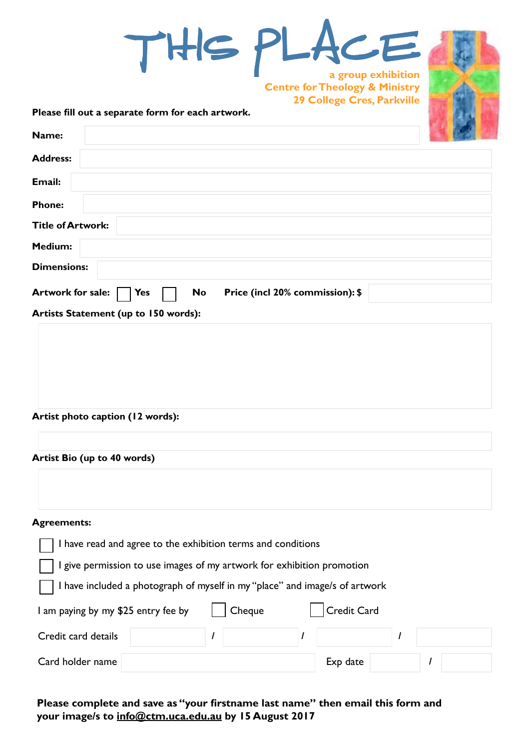# THIS PLACE

**a group exhibition**
**Centre for Theology & Ministry**
**29 College Cres, Parkville**

**Please fill out a separate form for each artwork.**

**Name:**

**Address:**

**Email:**

**Phone:**

**Title of Artwork:**

**Medium:**

**Dimensions:**

**Artwork for sale:** ☐ **Yes** ☐ **No** **Price (incl 20% commission): $**

**Artists Statement (up to 150 words):**

**Artist photo caption (12 words):**

**Artist Bio (up to 40 words)**

**Agreements:**

☐ I have read and agree to the exhibition terms and conditions

☐ I give permission to use images of my artwork for exhibition promotion

☐ I have included a photograph of myself in my "place" and image/s of artwork

I am paying by my $25 entry fee by ☐ Cheque ☐ Credit Card

Credit card details _____ / _____ / _____ / _____

Card holder name _____ Exp date _____ / _____

**Please complete and save as "your firstname last name" then email this form and your image/s to info@ctm.uca.edu.au by 15 August 2017**